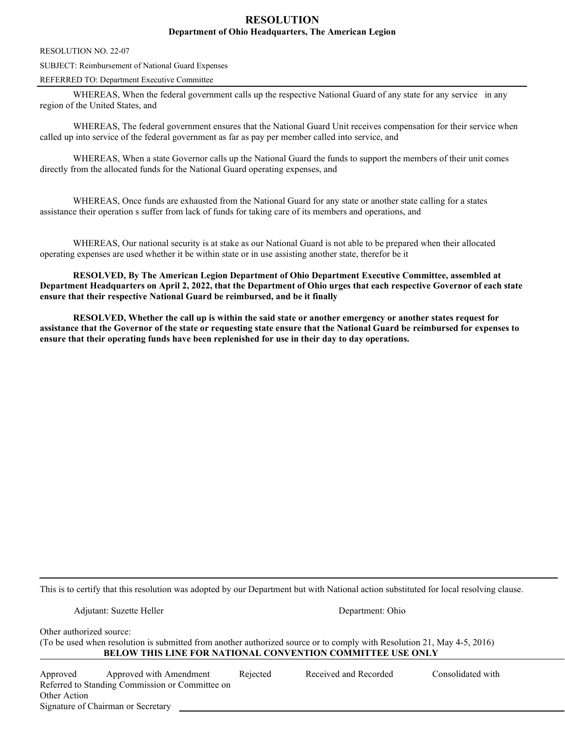# RESOLUTION

**Department of Ohio Headquarters, The American Legion**

RESOLUTION NO. 22-07

SUBJECT: Reimbursement of National Guard Expenses

REFERRED TO: Department Executive Committee

---

WHEREAS, When the federal government calls up the respective National Guard of any state for any service in any region of the United States, and

WHEREAS, The federal government ensures that the National Guard Unit receives compensation for their service when called up into service of the federal government as far as pay per member called into service, and

WHEREAS, When a state Governor calls up the National Guard the funds to support the members of their unit comes directly from the allocated funds for the National Guard operating expenses, and

WHEREAS, Once funds are exhausted from the National Guard for any state or another state calling for a states assistance their operation s suffer from lack of funds for taking care of its members and operations, and

WHEREAS, Our national security is at stake as our National Guard is not able to be prepared when their allocated operating expenses are used whether it be within state or in use assisting another state, therefor be it

**RESOLVED, By The American Legion Department of Ohio Department Executive Committee, assembled at Department Headquarters on April 2, 2022, that the Department of Ohio urges that each respective Governor of each state ensure that their respective National Guard be reimbursed, and be it finally**

**RESOLVED, Whether the call up is within the said state or another emergency or another states request for assistance that the Governor of the state or requesting state ensure that the National Guard be reimbursed for expenses to ensure that their operating funds have been replenished for use in their day to day operations.**

---

This is to certify that this resolution was adopted by our Department but with National action substituted for local resolving clause.

Adjutant: Suzette Heller　　　　　　　　Department: Ohio

Other authorized source:

(To be used when resolution is submitted from another authorized source or to comply with Resolution 21, May 4-5, 2016)

**BELOW THIS LINE FOR NATIONAL CONVENTION COMMITTEE USE ONLY**

---

Approved　　Approved with Amendment　　Rejected　　Received and Recorded　　Consolidated with

Referred to Standing Commission or Committee on

Other Action

Signature of Chairman or Secretary ____________________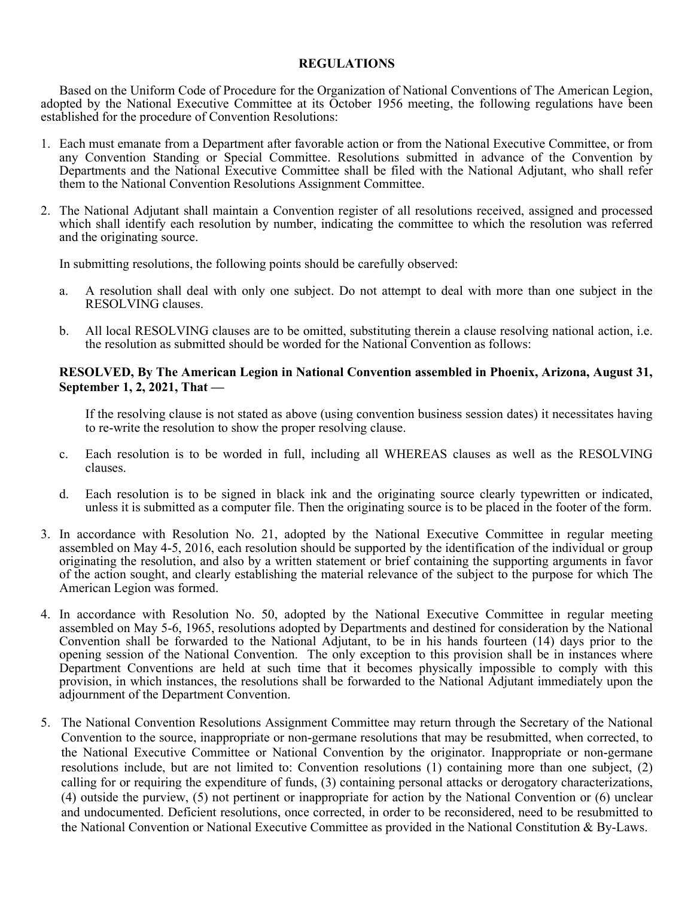## REGULATIONS

Based on the Uniform Code of Procedure for the Organization of National Conventions of The American Legion, adopted by the National Executive Committee at its October 1956 meeting, the following regulations have been established for the procedure of Convention Resolutions:

1. Each must emanate from a Department after favorable action or from the National Executive Committee, or from any Convention Standing or Special Committee. Resolutions submitted in advance of the Convention by Departments and the National Executive Committee shall be filed with the National Adjutant, who shall refer them to the National Convention Resolutions Assignment Committee.

2. The National Adjutant shall maintain a Convention register of all resolutions received, assigned and processed which shall identify each resolution by number, indicating the committee to which the resolution was referred and the originating source.

   In submitting resolutions, the following points should be carefully observed:

   a. A resolution shall deal with only one subject. Do not attempt to deal with more than one subject in the RESOLVING clauses.

   b. All local RESOLVING clauses are to be omitted, substituting therein a clause resolving national action, i.e. the resolution as submitted should be worded for the National Convention as follows:

   **RESOLVED, By The American Legion in National Convention assembled in Phoenix, Arizona, August 31, September 1, 2, 2021, That —**

   If the resolving clause is not stated as above (using convention business session dates) it necessitates having to re-write the resolution to show the proper resolving clause.

   c. Each resolution is to be worded in full, including all WHEREAS clauses as well as the RESOLVING clauses.

   d. Each resolution is to be signed in black ink and the originating source clearly typewritten or indicated, unless it is submitted as a computer file. Then the originating source is to be placed in the footer of the form.

3. In accordance with Resolution No. 21, adopted by the National Executive Committee in regular meeting assembled on May 4-5, 2016, each resolution should be supported by the identification of the individual or group originating the resolution, and also by a written statement or brief containing the supporting arguments in favor of the action sought, and clearly establishing the material relevance of the subject to the purpose for which The American Legion was formed.

4. In accordance with Resolution No. 50, adopted by the National Executive Committee in regular meeting assembled on May 5-6, 1965, resolutions adopted by Departments and destined for consideration by the National Convention shall be forwarded to the National Adjutant, to be in his hands fourteen (14) days prior to the opening session of the National Convention. The only exception to this provision shall be in instances where Department Conventions are held at such time that it becomes physically impossible to comply with this provision, in which instances, the resolutions shall be forwarded to the National Adjutant immediately upon the adjournment of the Department Convention.

5. The National Convention Resolutions Assignment Committee may return through the Secretary of the National Convention to the source, inappropriate or non-germane resolutions that may be resubmitted, when corrected, to the National Executive Committee or National Convention by the originator. Inappropriate or non-germane resolutions include, but are not limited to: Convention resolutions (1) containing more than one subject, (2) calling for or requiring the expenditure of funds, (3) containing personal attacks or derogatory characterizations, (4) outside the purview, (5) not pertinent or inappropriate for action by the National Convention or (6) unclear and undocumented. Deficient resolutions, once corrected, in order to be reconsidered, need to be resubmitted to the National Convention or National Executive Committee as provided in the National Constitution & By-Laws.